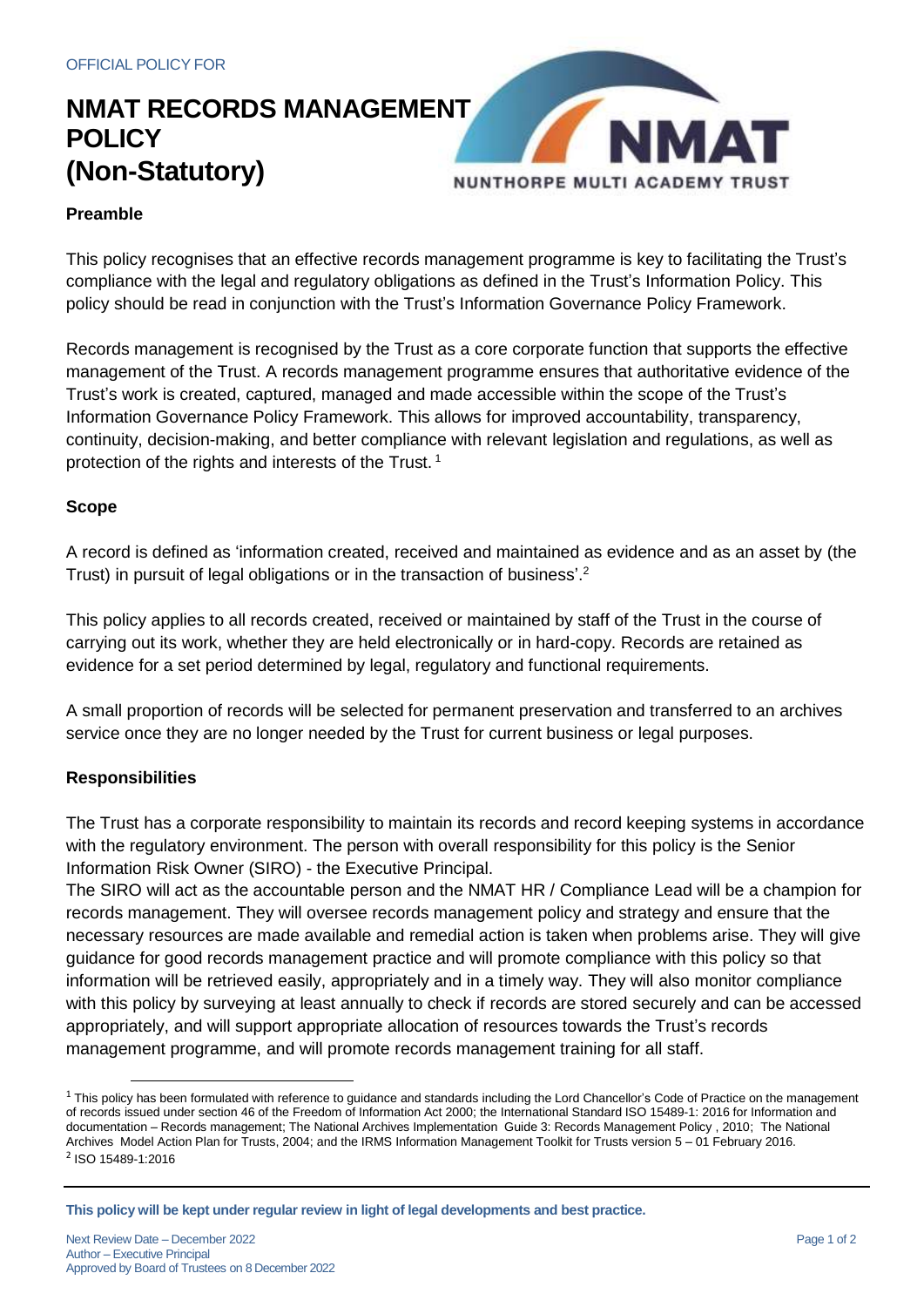OFFICIAL POLICY FOR

# NMAT RECORDS MANAGEMENT POLICY (Non-Statutory)

**Preamble**

This policy recognises that an effective records management programme is key to facilitating the Trust's compliance with the legal and regulatory obligations as defined in the Trust's Information Policy. This policy should be read in conjunction with the Trust's Information Governance Policy Framework.

Records management is recognised by the Trust as a core corporate function that supports the effective management of the Trust. A records management programme ensures that authoritative evidence of the Trust's work is created, captured, managed and made accessible within the scope of the Trust's Information Governance Policy Framework. This allows for improved accountability, transparency, continuity, decision-making, and better compliance with relevant legislation and regulations, as well as protection of the rights and interests of the Trust.[1]

**Scope**

A record is defined as 'information created, received and maintained as evidence and as an asset by (the Trust) in pursuit of legal obligations or in the transaction of business'.[2]

This policy applies to all records created, received or maintained by staff of the Trust in the course of carrying out its work, whether they are held electronically or in hard-copy. Records are retained as evidence for a set period determined by legal, regulatory and functional requirements.

A small proportion of records will be selected for permanent preservation and transferred to an archives service once they are no longer needed by the Trust for current business or legal purposes.

**Responsibilities**

The Trust has a corporate responsibility to maintain its records and record keeping systems in accordance with the regulatory environment. The person with overall responsibility for this policy is the Senior Information Risk Owner (SIRO) - the Executive Principal.

The SIRO will act as the accountable person and the NMAT HR / Compliance Lead will be a champion for records management. They will oversee records management policy and strategy and ensure that the necessary resources are made available and remedial action is taken when problems arise. They will give guidance for good records management practice and will promote compliance with this policy so that information will be retrieved easily, appropriately and in a timely way. They will also monitor compliance with this policy by surveying at least annually to check if records are stored securely and can be accessed appropriately, and will support appropriate allocation of resources towards the Trust's records management programme, and will promote records management training for all staff.

---

[1] This policy has been formulated with reference to guidance and standards including the Lord Chancellor's Code of Practice on the management of records issued under section 46 of the Freedom of Information Act 2000; the International Standard ISO 15489-1: 2016 for Information and documentation – Records management; The National Archives Implementation Guide 3: Records Management Policy , 2010; The National Archives Model Action Plan for Trusts, 2004; and the IRMS Information Management Toolkit for Trusts version 5 – 01 February 2016.

[2] ISO 15489-1:2016

**This policy will be kept under regular review in light of legal developments and best practice.**

Next Review Date – December 2022
Author – Executive Principal
Approved by Board of Trustees on 8 December 2022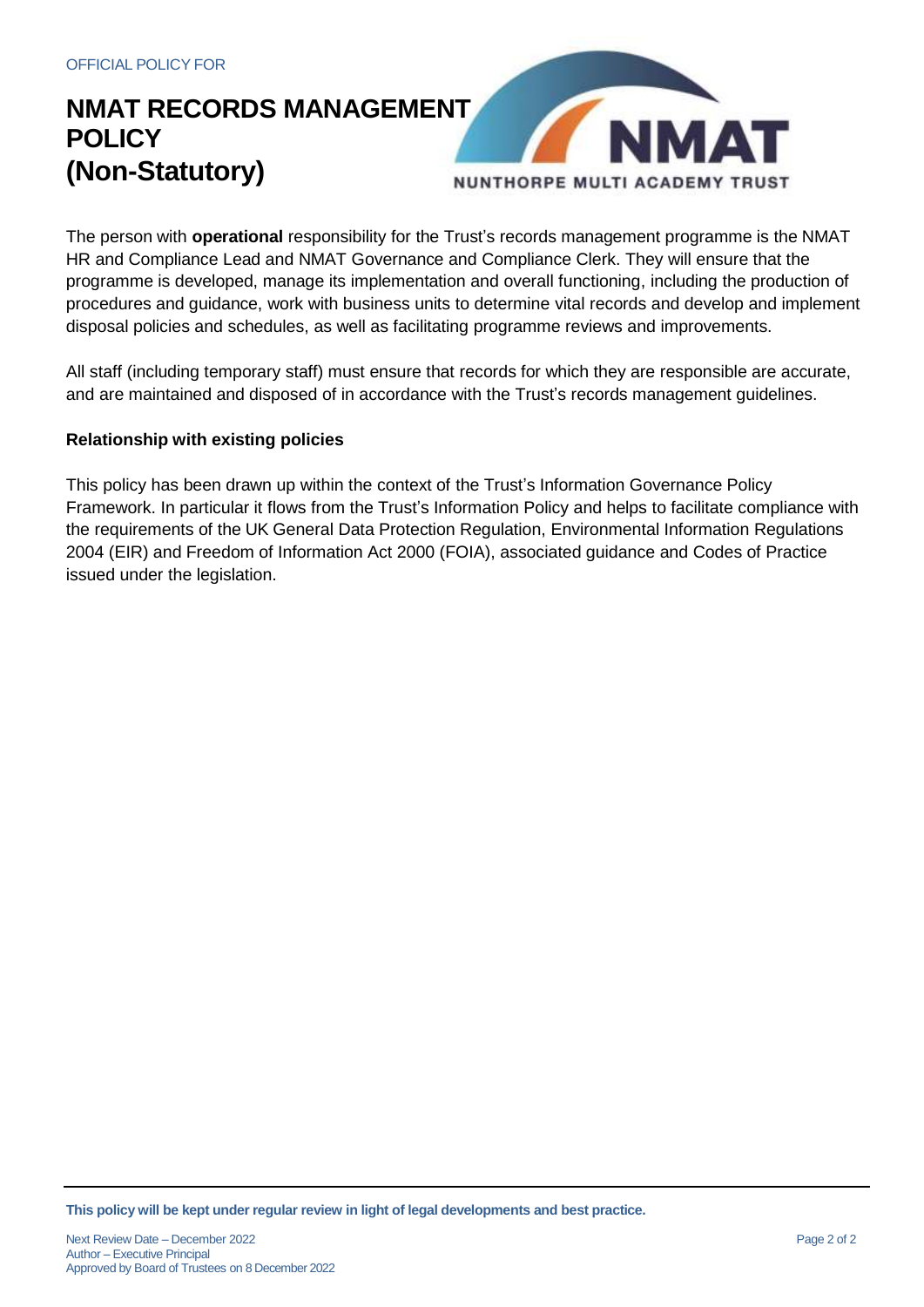The person with **operational** responsibility for the Trust's records management programme is the NMAT HR and Compliance Lead and NMAT Governance and Compliance Clerk. They will ensure that the programme is developed, manage its implementation and overall functioning, including the production of procedures and guidance, work with business units to determine vital records and develop and implement disposal policies and schedules, as well as facilitating programme reviews and improvements.

All staff (including temporary staff) must ensure that records for which they are responsible are accurate, and are maintained and disposed of in accordance with the Trust's records management guidelines.

**Relationship with existing policies**

This policy has been drawn up within the context of the Trust's Information Governance Policy Framework. In particular it flows from the Trust's Information Policy and helps to facilitate compliance with the requirements of the UK General Data Protection Regulation, Environmental Information Regulations 2004 (EIR) and Freedom of Information Act 2000 (FOIA), associated guidance and Codes of Practice issued under the legislation.